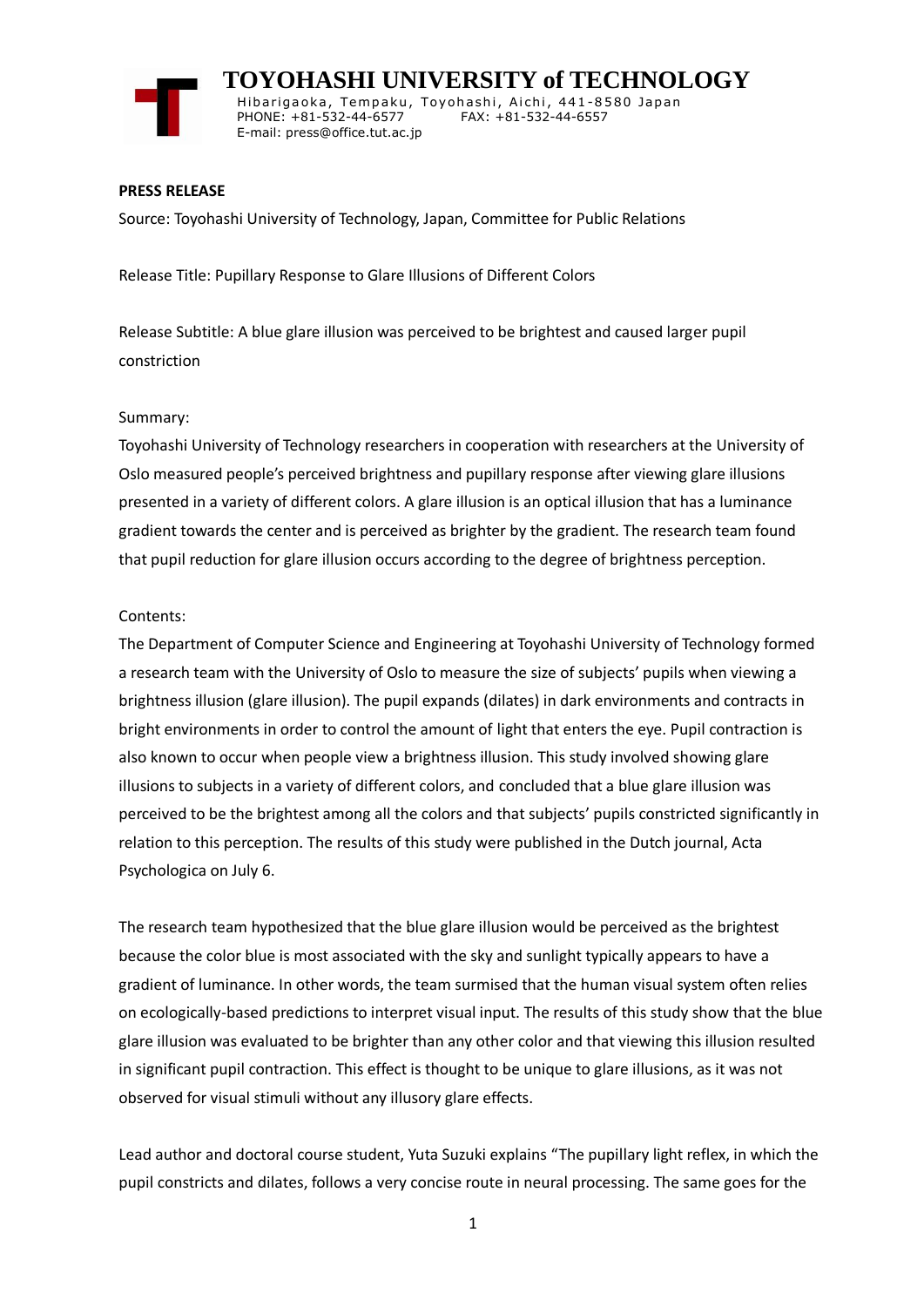# TOYOHASHI UNIVERSITY of TECHNOLOGY

Hibarigaoka, Tempaku, Toyohashi, Aichi, 441-8580 Japan
PHONE: +81-532-44-6577 FAX: +81-532-44-6557
E-mail: press@office.tut.ac.jp

**PRESS RELEASE**

Source: Toyohashi University of Technology, Japan, Committee for Public Relations

Release Title: Pupillary Response to Glare Illusions of Different Colors

Release Subtitle: A blue glare illusion was perceived to be brightest and caused larger pupil constriction

Summary:

Toyohashi University of Technology researchers in cooperation with researchers at the University of Oslo measured people's perceived brightness and pupillary response after viewing glare illusions presented in a variety of different colors. A glare illusion is an optical illusion that has a luminance gradient towards the center and is perceived as brighter by the gradient. The research team found that pupil reduction for glare illusion occurs according to the degree of brightness perception.

Contents:

The Department of Computer Science and Engineering at Toyohashi University of Technology formed a research team with the University of Oslo to measure the size of subjects' pupils when viewing a brightness illusion (glare illusion). The pupil expands (dilates) in dark environments and contracts in bright environments in order to control the amount of light that enters the eye. Pupil contraction is also known to occur when people view a brightness illusion. This study involved showing glare illusions to subjects in a variety of different colors, and concluded that a blue glare illusion was perceived to be the brightest among all the colors and that subjects' pupils constricted significantly in relation to this perception. The results of this study were published in the Dutch journal, Acta Psychologica on July 6.

The research team hypothesized that the blue glare illusion would be perceived as the brightest because the color blue is most associated with the sky and sunlight typically appears to have a gradient of luminance. In other words, the team surmised that the human visual system often relies on ecologically-based predictions to interpret visual input. The results of this study show that the blue glare illusion was evaluated to be brighter than any other color and that viewing this illusion resulted in significant pupil contraction. This effect is thought to be unique to glare illusions, as it was not observed for visual stimuli without any illusory glare effects.

Lead author and doctoral course student, Yuta Suzuki explains "The pupillary light reflex, in which the pupil constricts and dilates, follows a very concise route in neural processing. The same goes for the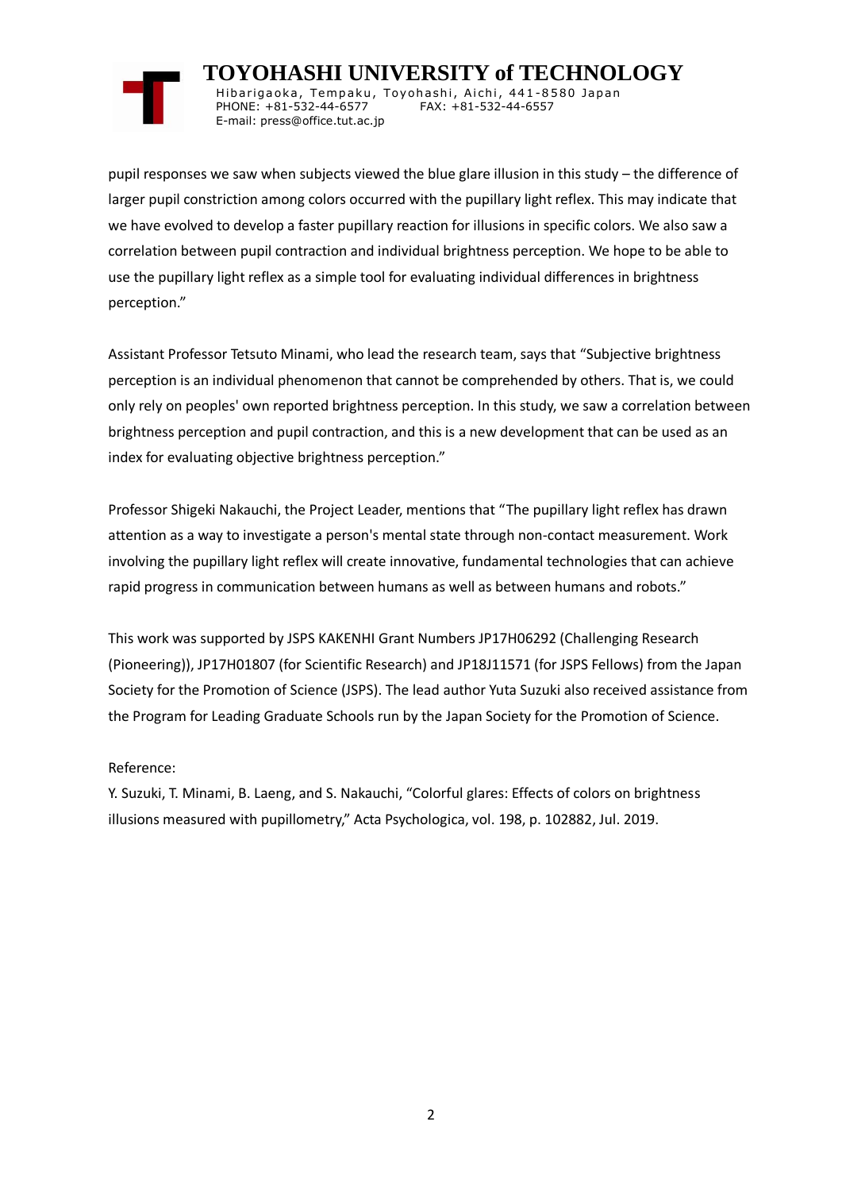pupil responses we saw when subjects viewed the blue glare illusion in this study – the difference of larger pupil constriction among colors occurred with the pupillary light reflex. This may indicate that we have evolved to develop a faster pupillary reaction for illusions in specific colors. We also saw a correlation between pupil contraction and individual brightness perception. We hope to be able to use the pupillary light reflex as a simple tool for evaluating individual differences in brightness perception."

Assistant Professor Tetsuto Minami, who lead the research team, says that "Subjective brightness perception is an individual phenomenon that cannot be comprehended by others. That is, we could only rely on peoples' own reported brightness perception. In this study, we saw a correlation between brightness perception and pupil contraction, and this is a new development that can be used as an index for evaluating objective brightness perception."

Professor Shigeki Nakauchi, the Project Leader, mentions that "The pupillary light reflex has drawn attention as a way to investigate a person's mental state through non-contact measurement. Work involving the pupillary light reflex will create innovative, fundamental technologies that can achieve rapid progress in communication between humans as well as between humans and robots."

This work was supported by JSPS KAKENHI Grant Numbers JP17H06292 (Challenging Research (Pioneering)), JP17H01807 (for Scientific Research) and JP18J11571 (for JSPS Fellows) from the Japan Society for the Promotion of Science (JSPS). The lead author Yuta Suzuki also received assistance from the Program for Leading Graduate Schools run by the Japan Society for the Promotion of Science.

Reference:

Y. Suzuki, T. Minami, B. Laeng, and S. Nakauchi, "Colorful glares: Effects of colors on brightness illusions measured with pupillometry," Acta Psychologica, vol. 198, p. 102882, Jul. 2019.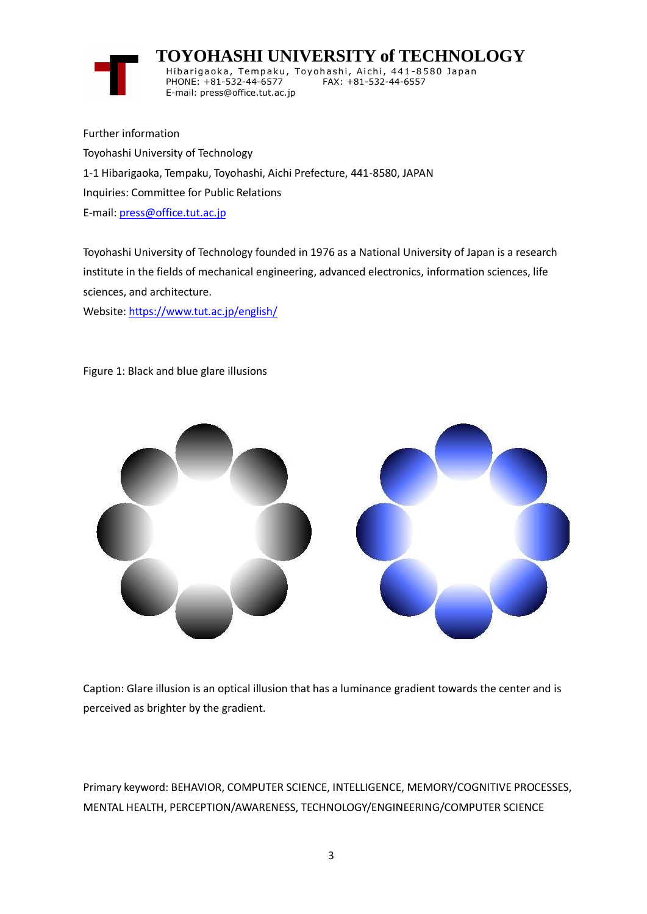# TOYOHASHI UNIVERSITY of TECHNOLOGY

Hibarigaoka, Tempaku, Toyohashi, Aichi, 441-8580 Japan
PHONE: +81-532-44-6577 FAX: +81-532-44-6557
E-mail: press@office.tut.ac.jp

Further information
Toyohashi University of Technology
1-1 Hibarigaoka, Tempaku, Toyohashi, Aichi Prefecture, 441-8580, JAPAN
Inquiries: Committee for Public Relations
E-mail: press@office.tut.ac.jp

Toyohashi University of Technology founded in 1976 as a National University of Japan is a research institute in the fields of mechanical engineering, advanced electronics, information sciences, life sciences, and architecture.
Website: https://www.tut.ac.jp/english/

Figure 1: Black and blue glare illusions

Caption: Glare illusion is an optical illusion that has a luminance gradient towards the center and is perceived as brighter by the gradient.

Primary keyword: BEHAVIOR, COMPUTER SCIENCE, INTELLIGENCE, MEMORY/COGNITIVE PROCESSES, MENTAL HEALTH, PERCEPTION/AWARENESS, TECHNOLOGY/ENGINEERING/COMPUTER SCIENCE